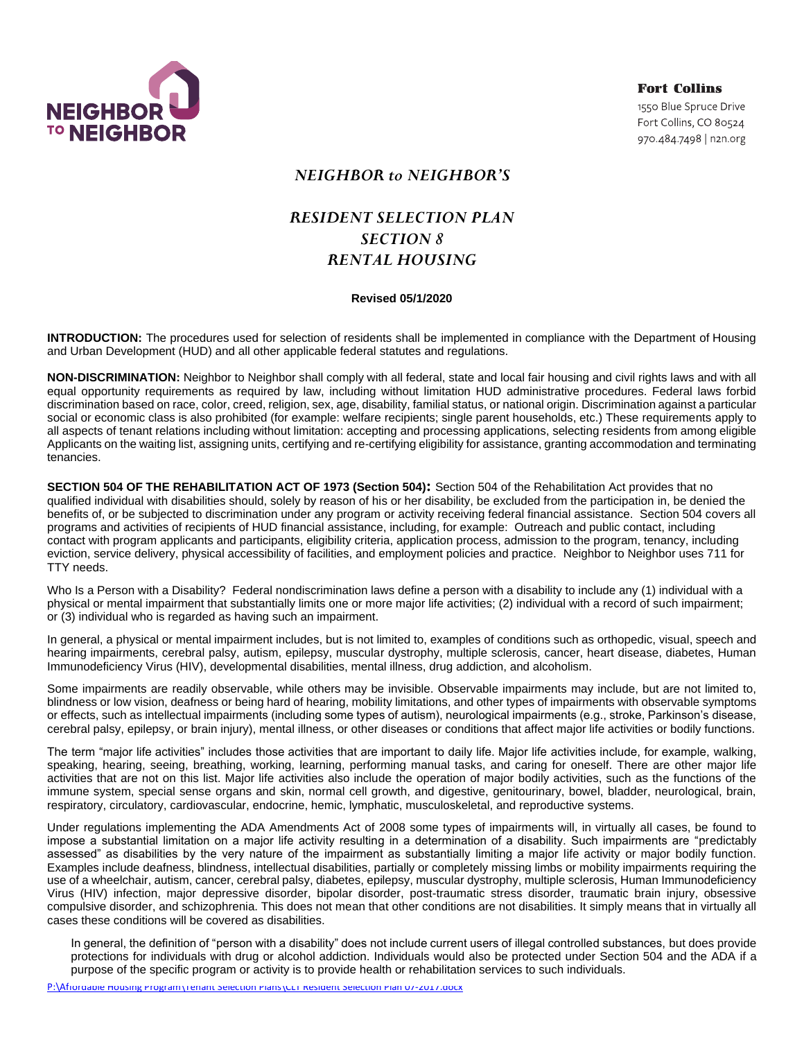**Fort Collins**
1550 Blue Spruce Drive
Fort Collins, CO 80524
970.484.7498 | n2n.org

# *NEIGHBOR to NEIGHBOR'S*

# *RESIDENT SELECTION PLAN*
# *SECTION 8*
# *RENTAL HOUSING*

**Revised 05/1/2020**

**INTRODUCTION:** The procedures used for selection of residents shall be implemented in compliance with the Department of Housing and Urban Development (HUD) and all other applicable federal statutes and regulations.

**NON-DISCRIMINATION:** Neighbor to Neighbor shall comply with all federal, state and local fair housing and civil rights laws and with all equal opportunity requirements as required by law, including without limitation HUD administrative procedures. Federal laws forbid discrimination based on race, color, creed, religion, sex, age, disability, familial status, or national origin. Discrimination against a particular social or economic class is also prohibited (for example: welfare recipients; single parent households, etc.) These requirements apply to all aspects of tenant relations including without limitation: accepting and processing applications, selecting residents from among eligible Applicants on the waiting list, assigning units, certifying and re-certifying eligibility for assistance, granting accommodation and terminating tenancies.

**SECTION 504 OF THE REHABILITATION ACT OF 1973 (Section 504):** Section 504 of the Rehabilitation Act provides that no qualified individual with disabilities should, solely by reason of his or her disability, be excluded from the participation in, be denied the benefits of, or be subjected to discrimination under any program or activity receiving federal financial assistance. Section 504 covers all programs and activities of recipients of HUD financial assistance, including, for example: Outreach and public contact, including contact with program applicants and participants, eligibility criteria, application process, admission to the program, tenancy, including eviction, service delivery, physical accessibility of facilities, and employment policies and practice. Neighbor to Neighbor uses 711 for TTY needs.

Who Is a Person with a Disability? Federal nondiscrimination laws define a person with a disability to include any (1) individual with a physical or mental impairment that substantially limits one or more major life activities; (2) individual with a record of such impairment; or (3) individual who is regarded as having such an impairment.

In general, a physical or mental impairment includes, but is not limited to, examples of conditions such as orthopedic, visual, speech and hearing impairments, cerebral palsy, autism, epilepsy, muscular dystrophy, multiple sclerosis, cancer, heart disease, diabetes, Human Immunodeficiency Virus (HIV), developmental disabilities, mental illness, drug addiction, and alcoholism.

Some impairments are readily observable, while others may be invisible. Observable impairments may include, but are not limited to, blindness or low vision, deafness or being hard of hearing, mobility limitations, and other types of impairments with observable symptoms or effects, such as intellectual impairments (including some types of autism), neurological impairments (e.g., stroke, Parkinson's disease, cerebral palsy, epilepsy, or brain injury), mental illness, or other diseases or conditions that affect major life activities or bodily functions.

The term "major life activities" includes those activities that are important to daily life. Major life activities include, for example, walking, speaking, hearing, seeing, breathing, working, learning, performing manual tasks, and caring for oneself. There are other major life activities that are not on this list. Major life activities also include the operation of major bodily activities, such as the functions of the immune system, special sense organs and skin, normal cell growth, and digestive, genitourinary, bowel, bladder, neurological, brain, respiratory, circulatory, cardiovascular, endocrine, hemic, lymphatic, musculoskeletal, and reproductive systems.

Under regulations implementing the ADA Amendments Act of 2008 some types of impairments will, in virtually all cases, be found to impose a substantial limitation on a major life activity resulting in a determination of a disability. Such impairments are "predictably assessed" as disabilities by the very nature of the impairment as substantially limiting a major life activity or major bodily function. Examples include deafness, blindness, intellectual disabilities, partially or completely missing limbs or mobility impairments requiring the use of a wheelchair, autism, cancer, cerebral palsy, diabetes, epilepsy, muscular dystrophy, multiple sclerosis, Human Immunodeficiency Virus (HIV) infection, major depressive disorder, bipolar disorder, post-traumatic stress disorder, traumatic brain injury, obsessive compulsive disorder, and schizophrenia. This does not mean that other conditions are not disabilities. It simply means that in virtually all cases these conditions will be covered as disabilities.

In general, the definition of "person with a disability" does not include current users of illegal controlled substances, but does provide protections for individuals with drug or alcohol addiction. Individuals would also be protected under Section 504 and the ADA if a purpose of the specific program or activity is to provide health or rehabilitation services to such individuals.

P:\Affordable Housing Program\Tenant Selection Plans\CLT Resident Selection Plan 07-2017.docx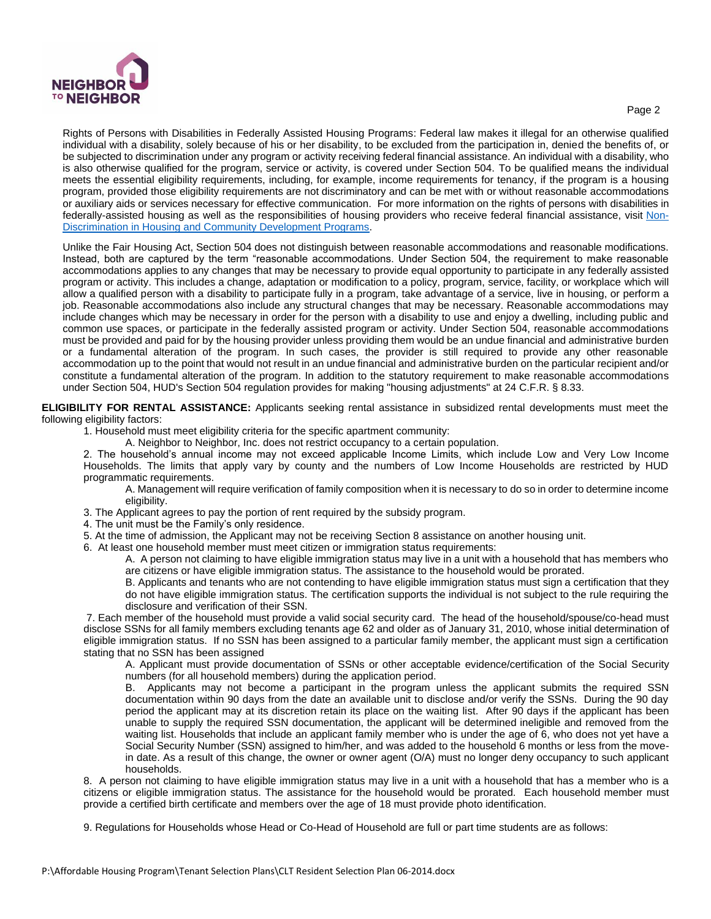Rights of Persons with Disabilities in Federally Assisted Housing Programs: Federal law makes it illegal for an otherwise qualified individual with a disability, solely because of his or her disability, to be excluded from the participation in, denied the benefits of, or be subjected to discrimination under any program or activity receiving federal financial assistance. An individual with a disability, who is also otherwise qualified for the program, service or activity, is covered under Section 504. To be qualified means the individual meets the essential eligibility requirements, including, for example, income requirements for tenancy, if the program is a housing program, provided those eligibility requirements are not discriminatory and can be met with or without reasonable accommodations or auxiliary aids or services necessary for effective communication. For more information on the rights of persons with disabilities in federally-assisted housing as well as the responsibilities of housing providers who receive federal financial assistance, visit [Non-Discrimination in Housing and Community Development Programs](#).

Unlike the Fair Housing Act, Section 504 does not distinguish between reasonable accommodations and reasonable modifications. Instead, both are captured by the term "reasonable accommodations. Under Section 504, the requirement to make reasonable accommodations applies to any changes that may be necessary to provide equal opportunity to participate in any federally assisted program or activity. This includes a change, adaptation or modification to a policy, program, service, facility, or workplace which will allow a qualified person with a disability to participate fully in a program, take advantage of a service, live in housing, or perform a job. Reasonable accommodations also include any structural changes that may be necessary. Reasonable accommodations may include changes which may be necessary in order for the person with a disability to use and enjoy a dwelling, including public and common use spaces, or participate in the federally assisted program or activity. Under Section 504, reasonable accommodations must be provided and paid for by the housing provider unless providing them would be an undue financial and administrative burden or a fundamental alteration of the program. In such cases, the provider is still required to provide any other reasonable accommodation up to the point that would not result in an undue financial and administrative burden on the particular recipient and/or constitute a fundamental alteration of the program. In addition to the statutory requirement to make reasonable accommodations under Section 504, HUD's Section 504 regulation provides for making "housing adjustments" at 24 C.F.R. § 8.33.

**ELIGIBILITY FOR RENTAL ASSISTANCE:** Applicants seeking rental assistance in subsidized rental developments must meet the following eligibility factors:

1. Household must meet eligibility criteria for the specific apartment community:
   A. Neighbor to Neighbor, Inc. does not restrict occupancy to a certain population.
2. The household's annual income may not exceed applicable Income Limits, which include Low and Very Low Income Households. The limits that apply vary by county and the numbers of Low Income Households are restricted by HUD programmatic requirements.
   A. Management will require verification of family composition when it is necessary to do so in order to determine income eligibility.
3. The Applicant agrees to pay the portion of rent required by the subsidy program.
4. The unit must be the Family's only residence.
5. At the time of admission, the Applicant may not be receiving Section 8 assistance on another housing unit.
6. At least one household member must meet citizen or immigration status requirements:
   A. A person not claiming to have eligible immigration status may live in a unit with a household that has members who are citizens or have eligible immigration status. The assistance to the household would be prorated.
   B. Applicants and tenants who are not contending to have eligible immigration status must sign a certification that they do not have eligible immigration status. The certification supports the individual is not subject to the rule requiring the disclosure and verification of their SSN.
7. Each member of the household must provide a valid social security card. The head of the household/spouse/co-head must disclose SSNs for all family members excluding tenants age 62 and older as of January 31, 2010, whose initial determination of eligible immigration status. If no SSN has been assigned to a particular family member, the applicant must sign a certification stating that no SSN has been assigned
   A. Applicant must provide documentation of SSNs or other acceptable evidence/certification of the Social Security numbers (for all household members) during the application period.
   B. Applicants may not become a participant in the program unless the applicant submits the required SSN documentation within 90 days from the date an available unit to disclose and/or verify the SSNs. During the 90 day period the applicant may at its discretion retain its place on the waiting list. After 90 days if the applicant has been unable to supply the required SSN documentation, the applicant will be determined ineligible and removed from the waiting list. Households that include an applicant family member who is under the age of 6, who does not yet have a Social Security Number (SSN) assigned to him/her, and was added to the household 6 months or less from the move-in date. As a result of this change, the owner or owner agent (O/A) must no longer deny occupancy to such applicant households.
8. A person not claiming to have eligible immigration status may live in a unit with a household that has a member who is a citizens or eligible immigration status. The assistance for the household would be prorated. Each household member must provide a certified birth certificate and members over the age of 18 must provide photo identification.

9. Regulations for Households whose Head or Co-Head of Household are full or part time students are as follows: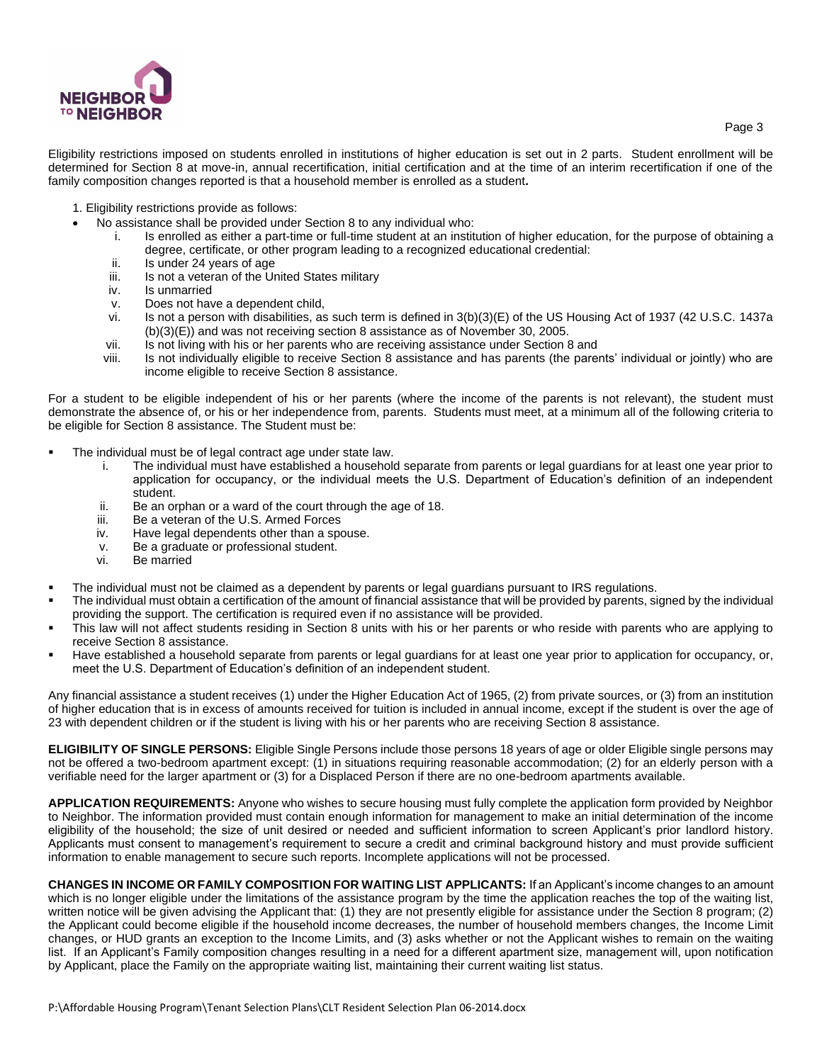Eligibility restrictions imposed on students enrolled in institutions of higher education is set out in 2 parts. Student enrollment will be determined for Section 8 at move-in, annual recertification, initial certification and at the time of an interim recertification if one of the family composition changes reported is that a household member is enrolled as a student**.**

1. Eligibility restrictions provide as follows:

- No assistance shall be provided under Section 8 to any individual who:
    i. Is enrolled as either a part-time or full-time student at an institution of higher education, for the purpose of obtaining a degree, certificate, or other program leading to a recognized educational credential:
    ii. Is under 24 years of age
    iii. Is not a veteran of the United States military
    iv. Is unmarried
    v. Does not have a dependent child,
    vi. Is not a person with disabilities, as such term is defined in 3(b)(3)(E) of the US Housing Act of 1937 (42 U.S.C. 1437a (b)(3)(E)) and was not receiving section 8 assistance as of November 30, 2005.
    vii. Is not living with his or her parents who are receiving assistance under Section 8 and
    viii. Is not individually eligible to receive Section 8 assistance and has parents (the parents' individual or jointly) who are income eligible to receive Section 8 assistance.

For a student to be eligible independent of his or her parents (where the income of the parents is not relevant), the student must demonstrate the absence of, or his or her independence from, parents. Students must meet, at a minimum all of the following criteria to be eligible for Section 8 assistance. The Student must be:

- The individual must be of legal contract age under state law.
    i. The individual must have established a household separate from parents or legal guardians for at least one year prior to application for occupancy, or the individual meets the U.S. Department of Education's definition of an independent student.
    ii. Be an orphan or a ward of the court through the age of 18.
    iii. Be a veteran of the U.S. Armed Forces
    iv. Have legal dependents other than a spouse.
    v. Be a graduate or professional student.
    vi. Be married
- The individual must not be claimed as a dependent by parents or legal guardians pursuant to IRS regulations.
- The individual must obtain a certification of the amount of financial assistance that will be provided by parents, signed by the individual providing the support. The certification is required even if no assistance will be provided.
- This law will not affect students residing in Section 8 units with his or her parents or who reside with parents who are applying to receive Section 8 assistance.
- Have established a household separate from parents or legal guardians for at least one year prior to application for occupancy, or, meet the U.S. Department of Education's definition of an independent student.

Any financial assistance a student receives (1) under the Higher Education Act of 1965, (2) from private sources, or (3) from an institution of higher education that is in excess of amounts received for tuition is included in annual income, except if the student is over the age of 23 with dependent children or if the student is living with his or her parents who are receiving Section 8 assistance.

**ELIGIBILITY OF SINGLE PERSONS:** Eligible Single Persons include those persons 18 years of age or older Eligible single persons may not be offered a two-bedroom apartment except: (1) in situations requiring reasonable accommodation; (2) for an elderly person with a verifiable need for the larger apartment or (3) for a Displaced Person if there are no one-bedroom apartments available.

**APPLICATION REQUIREMENTS:** Anyone who wishes to secure housing must fully complete the application form provided by Neighbor to Neighbor. The information provided must contain enough information for management to make an initial determination of the income eligibility of the household; the size of unit desired or needed and sufficient information to screen Applicant's prior landlord history. Applicants must consent to management's requirement to secure a credit and criminal background history and must provide sufficient information to enable management to secure such reports. Incomplete applications will not be processed.

**CHANGES IN INCOME OR FAMILY COMPOSITION FOR WAITING LIST APPLICANTS:** If an Applicant's income changes to an amount which is no longer eligible under the limitations of the assistance program by the time the application reaches the top of the waiting list, written notice will be given advising the Applicant that: (1) they are not presently eligible for assistance under the Section 8 program; (2) the Applicant could become eligible if the household income decreases, the number of household members changes, the Income Limit changes, or HUD grants an exception to the Income Limits, and (3) asks whether or not the Applicant wishes to remain on the waiting list. If an Applicant's Family composition changes resulting in a need for a different apartment size, management will, upon notification by Applicant, place the Family on the appropriate waiting list, maintaining their current waiting list status.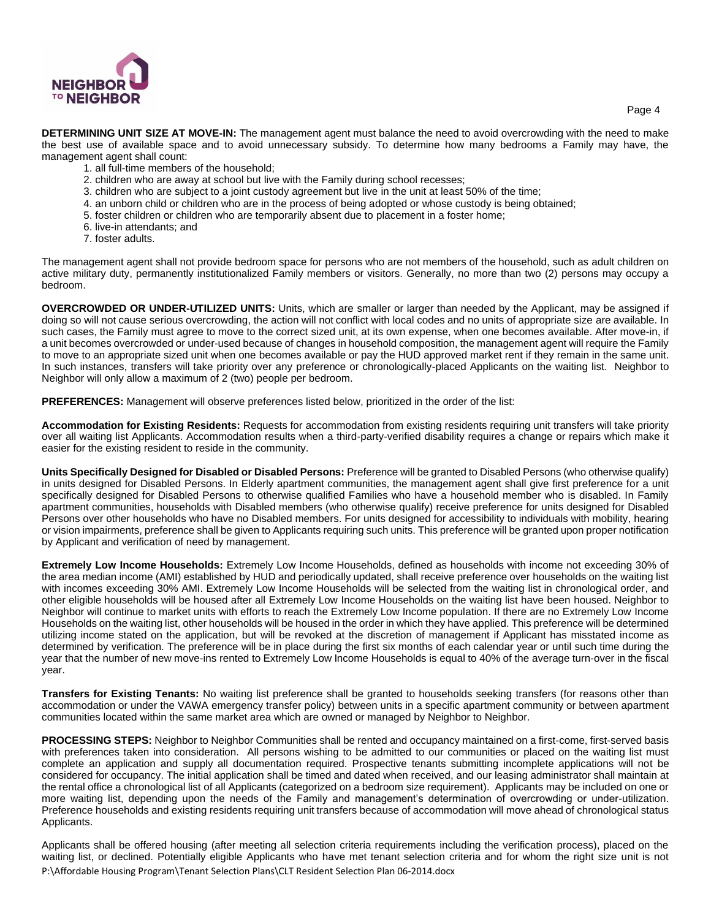**DETERMINING UNIT SIZE AT MOVE-IN:** The management agent must balance the need to avoid overcrowding with the need to make the best use of available space and to avoid unnecessary subsidy. To determine how many bedrooms a Family may have, the management agent shall count:

1. all full-time members of the household;
2. children who are away at school but live with the Family during school recesses;
3. children who are subject to a joint custody agreement but live in the unit at least 50% of the time;
4. an unborn child or children who are in the process of being adopted or whose custody is being obtained;
5. foster children or children who are temporarily absent due to placement in a foster home;
6. live-in attendants; and
7. foster adults.

The management agent shall not provide bedroom space for persons who are not members of the household, such as adult children on active military duty, permanently institutionalized Family members or visitors. Generally, no more than two (2) persons may occupy a bedroom.

**OVERCROWDED OR UNDER-UTILIZED UNITS:** Units, which are smaller or larger than needed by the Applicant, may be assigned if doing so will not cause serious overcrowding, the action will not conflict with local codes and no units of appropriate size are available. In such cases, the Family must agree to move to the correct sized unit, at its own expense, when one becomes available. After move-in, if a unit becomes overcrowded or under-used because of changes in household composition, the management agent will require the Family to move to an appropriate sized unit when one becomes available or pay the HUD approved market rent if they remain in the same unit. In such instances, transfers will take priority over any preference or chronologically-placed Applicants on the waiting list. Neighbor to Neighbor will only allow a maximum of 2 (two) people per bedroom.

**PREFERENCES:** Management will observe preferences listed below, prioritized in the order of the list:

**Accommodation for Existing Residents:** Requests for accommodation from existing residents requiring unit transfers will take priority over all waiting list Applicants. Accommodation results when a third-party-verified disability requires a change or repairs which make it easier for the existing resident to reside in the community.

**Units Specifically Designed for Disabled or Disabled Persons:** Preference will be granted to Disabled Persons (who otherwise qualify) in units designed for Disabled Persons. In Elderly apartment communities, the management agent shall give first preference for a unit specifically designed for Disabled Persons to otherwise qualified Families who have a household member who is disabled. In Family apartment communities, households with Disabled members (who otherwise qualify) receive preference for units designed for Disabled Persons over other households who have no Disabled members. For units designed for accessibility to individuals with mobility, hearing or vision impairments, preference shall be given to Applicants requiring such units. This preference will be granted upon proper notification by Applicant and verification of need by management.

**Extremely Low Income Households:** Extremely Low Income Households, defined as households with income not exceeding 30% of the area median income (AMI) established by HUD and periodically updated, shall receive preference over households on the waiting list with incomes exceeding 30% AMI. Extremely Low Income Households will be selected from the waiting list in chronological order, and other eligible households will be housed after all Extremely Low Income Households on the waiting list have been housed. Neighbor to Neighbor will continue to market units with efforts to reach the Extremely Low Income population. If there are no Extremely Low Income Households on the waiting list, other households will be housed in the order in which they have applied. This preference will be determined utilizing income stated on the application, but will be revoked at the discretion of management if Applicant has misstated income as determined by verification. The preference will be in place during the first six months of each calendar year or until such time during the year that the number of new move-ins rented to Extremely Low Income Households is equal to 40% of the average turn-over in the fiscal year.

**Transfers for Existing Tenants:** No waiting list preference shall be granted to households seeking transfers (for reasons other than accommodation or under the VAWA emergency transfer policy) between units in a specific apartment community or between apartment communities located within the same market area which are owned or managed by Neighbor to Neighbor.

**PROCESSING STEPS:** Neighbor to Neighbor Communities shall be rented and occupancy maintained on a first-come, first-served basis with preferences taken into consideration. All persons wishing to be admitted to our communities or placed on the waiting list must complete an application and supply all documentation required. Prospective tenants submitting incomplete applications will not be considered for occupancy. The initial application shall be timed and dated when received, and our leasing administrator shall maintain at the rental office a chronological list of all Applicants (categorized on a bedroom size requirement). Applicants may be included on one or more waiting list, depending upon the needs of the Family and management's determination of overcrowding or under-utilization. Preference households and existing residents requiring unit transfers because of accommodation will move ahead of chronological status Applicants.

Applicants shall be offered housing (after meeting all selection criteria requirements including the verification process), placed on the waiting list, or declined. Potentially eligible Applicants who have met tenant selection criteria and for whom the right size unit is not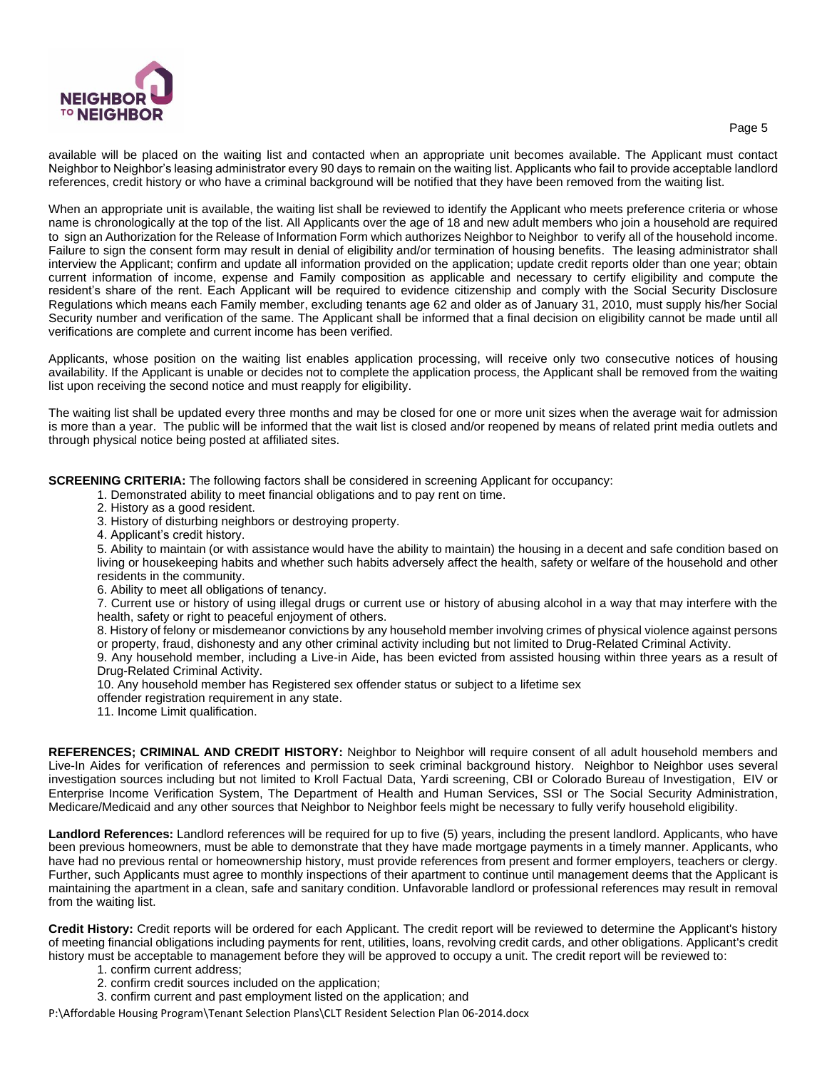available will be placed on the waiting list and contacted when an appropriate unit becomes available. The Applicant must contact Neighbor to Neighbor's leasing administrator every 90 days to remain on the waiting list. Applicants who fail to provide acceptable landlord references, credit history or who have a criminal background will be notified that they have been removed from the waiting list.

When an appropriate unit is available, the waiting list shall be reviewed to identify the Applicant who meets preference criteria or whose name is chronologically at the top of the list. All Applicants over the age of 18 and new adult members who join a household are required to sign an Authorization for the Release of Information Form which authorizes Neighbor to Neighbor to verify all of the household income. Failure to sign the consent form may result in denial of eligibility and/or termination of housing benefits. The leasing administrator shall interview the Applicant; confirm and update all information provided on the application; update credit reports older than one year; obtain current information of income, expense and Family composition as applicable and necessary to certify eligibility and compute the resident's share of the rent. Each Applicant will be required to evidence citizenship and comply with the Social Security Disclosure Regulations which means each Family member, excluding tenants age 62 and older as of January 31, 2010, must supply his/her Social Security number and verification of the same. The Applicant shall be informed that a final decision on eligibility cannot be made until all verifications are complete and current income has been verified.

Applicants, whose position on the waiting list enables application processing, will receive only two consecutive notices of housing availability. If the Applicant is unable or decides not to complete the application process, the Applicant shall be removed from the waiting list upon receiving the second notice and must reapply for eligibility.

The waiting list shall be updated every three months and may be closed for one or more unit sizes when the average wait for admission is more than a year. The public will be informed that the wait list is closed and/or reopened by means of related print media outlets and through physical notice being posted at affiliated sites.

**SCREENING CRITERIA:** The following factors shall be considered in screening Applicant for occupancy:

1. Demonstrated ability to meet financial obligations and to pay rent on time.
2. History as a good resident.
3. History of disturbing neighbors or destroying property.
4. Applicant's credit history.
5. Ability to maintain (or with assistance would have the ability to maintain) the housing in a decent and safe condition based on living or housekeeping habits and whether such habits adversely affect the health, safety or welfare of the household and other residents in the community.
6. Ability to meet all obligations of tenancy.
7. Current use or history of using illegal drugs or current use or history of abusing alcohol in a way that may interfere with the health, safety or right to peaceful enjoyment of others.
8. History of felony or misdemeanor convictions by any household member involving crimes of physical violence against persons or property, fraud, dishonesty and any other criminal activity including but not limited to Drug-Related Criminal Activity.
9. Any household member, including a Live-in Aide, has been evicted from assisted housing within three years as a result of Drug-Related Criminal Activity.
10. Any household member has Registered sex offender status or subject to a lifetime sex offender registration requirement in any state.
11. Income Limit qualification.

**REFERENCES; CRIMINAL AND CREDIT HISTORY:** Neighbor to Neighbor will require consent of all adult household members and Live-In Aides for verification of references and permission to seek criminal background history. Neighbor to Neighbor uses several investigation sources including but not limited to Kroll Factual Data, Yardi screening, CBI or Colorado Bureau of Investigation, EIV or Enterprise Income Verification System, The Department of Health and Human Services, SSI or The Social Security Administration, Medicare/Medicaid and any other sources that Neighbor to Neighbor feels might be necessary to fully verify household eligibility.

**Landlord References:** Landlord references will be required for up to five (5) years, including the present landlord. Applicants, who have been previous homeowners, must be able to demonstrate that they have made mortgage payments in a timely manner. Applicants, who have had no previous rental or homeownership history, must provide references from present and former employers, teachers or clergy. Further, such Applicants must agree to monthly inspections of their apartment to continue until management deems that the Applicant is maintaining the apartment in a clean, safe and sanitary condition. Unfavorable landlord or professional references may result in removal from the waiting list.

**Credit History:** Credit reports will be ordered for each Applicant. The credit report will be reviewed to determine the Applicant's history of meeting financial obligations including payments for rent, utilities, loans, revolving credit cards, and other obligations. Applicant's credit history must be acceptable to management before they will be approved to occupy a unit. The credit report will be reviewed to:

1. confirm current address;
2. confirm credit sources included on the application;
3. confirm current and past employment listed on the application; and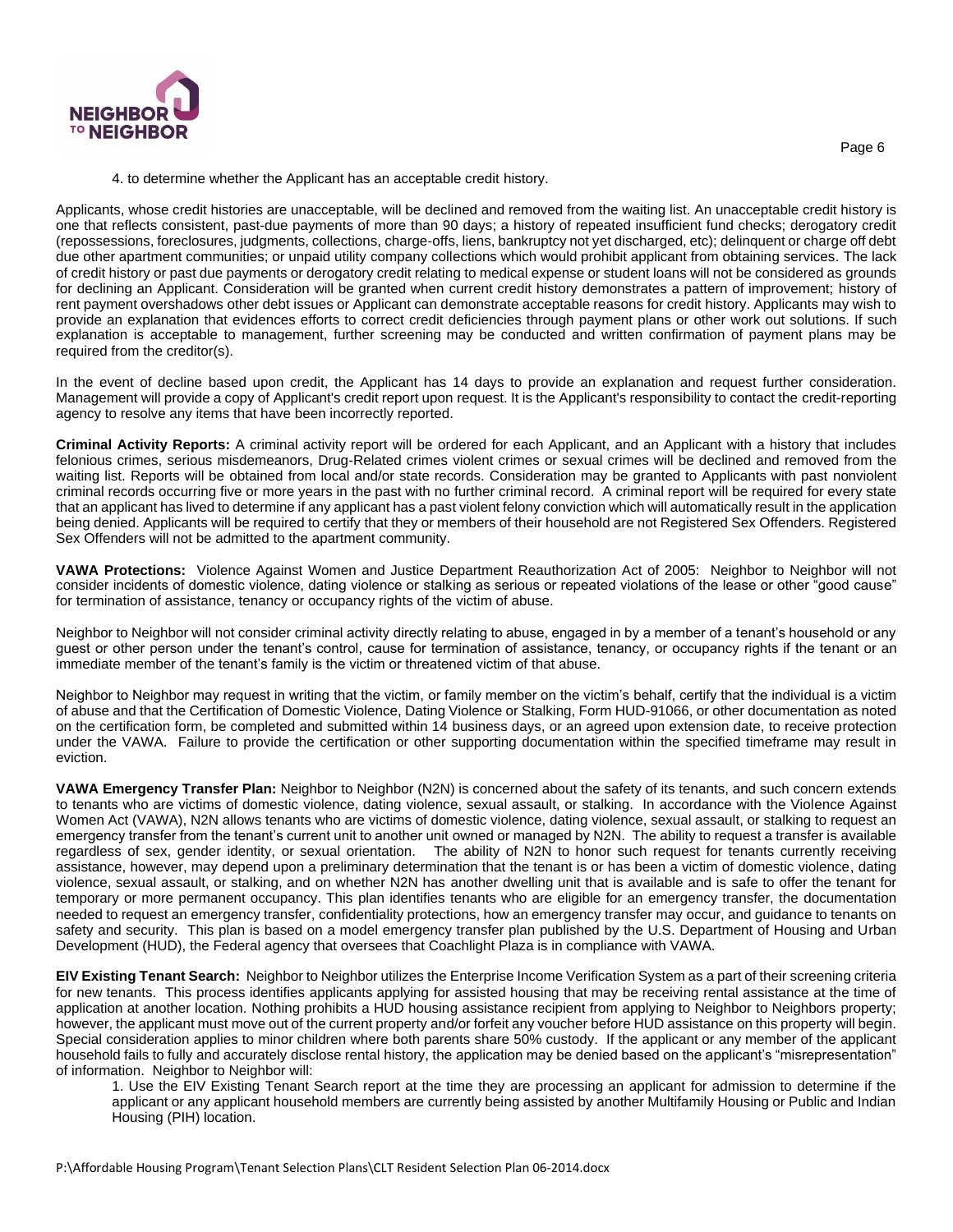4. to determine whether the Applicant has an acceptable credit history.

Applicants, whose credit histories are unacceptable, will be declined and removed from the waiting list. An unacceptable credit history is one that reflects consistent, past-due payments of more than 90 days; a history of repeated insufficient fund checks; derogatory credit (repossessions, foreclosures, judgments, collections, charge-offs, liens, bankruptcy not yet discharged, etc); delinquent or charge off debt due other apartment communities; or unpaid utility company collections which would prohibit applicant from obtaining services. The lack of credit history or past due payments or derogatory credit relating to medical expense or student loans will not be considered as grounds for declining an Applicant. Consideration will be granted when current credit history demonstrates a pattern of improvement; history of rent payment overshadows other debt issues or Applicant can demonstrate acceptable reasons for credit history. Applicants may wish to provide an explanation that evidences efforts to correct credit deficiencies through payment plans or other work out solutions. If such explanation is acceptable to management, further screening may be conducted and written confirmation of payment plans may be required from the creditor(s).

In the event of decline based upon credit, the Applicant has 14 days to provide an explanation and request further consideration. Management will provide a copy of Applicant's credit report upon request. It is the Applicant's responsibility to contact the credit-reporting agency to resolve any items that have been incorrectly reported.

**Criminal Activity Reports:** A criminal activity report will be ordered for each Applicant, and an Applicant with a history that includes felonious crimes, serious misdemeanors, Drug-Related crimes violent crimes or sexual crimes will be declined and removed from the waiting list. Reports will be obtained from local and/or state records. Consideration may be granted to Applicants with past nonviolent criminal records occurring five or more years in the past with no further criminal record. A criminal report will be required for every state that an applicant has lived to determine if any applicant has a past violent felony conviction which will automatically result in the application being denied. Applicants will be required to certify that they or members of their household are not Registered Sex Offenders. Registered Sex Offenders will not be admitted to the apartment community.

**VAWA Protections:** Violence Against Women and Justice Department Reauthorization Act of 2005: Neighbor to Neighbor will not consider incidents of domestic violence, dating violence or stalking as serious or repeated violations of the lease or other "good cause" for termination of assistance, tenancy or occupancy rights of the victim of abuse.

Neighbor to Neighbor will not consider criminal activity directly relating to abuse, engaged in by a member of a tenant's household or any guest or other person under the tenant's control, cause for termination of assistance, tenancy, or occupancy rights if the tenant or an immediate member of the tenant's family is the victim or threatened victim of that abuse.

Neighbor to Neighbor may request in writing that the victim, or family member on the victim's behalf, certify that the individual is a victim of abuse and that the Certification of Domestic Violence, Dating Violence or Stalking, Form HUD-91066, or other documentation as noted on the certification form, be completed and submitted within 14 business days, or an agreed upon extension date, to receive protection under the VAWA. Failure to provide the certification or other supporting documentation within the specified timeframe may result in eviction.

**VAWA Emergency Transfer Plan:** Neighbor to Neighbor (N2N) is concerned about the safety of its tenants, and such concern extends to tenants who are victims of domestic violence, dating violence, sexual assault, or stalking. In accordance with the Violence Against Women Act (VAWA), N2N allows tenants who are victims of domestic violence, dating violence, sexual assault, or stalking to request an emergency transfer from the tenant's current unit to another unit owned or managed by N2N. The ability to request a transfer is available regardless of sex, gender identity, or sexual orientation. The ability of N2N to honor such request for tenants currently receiving assistance, however, may depend upon a preliminary determination that the tenant is or has been a victim of domestic violence, dating violence, sexual assault, or stalking, and on whether N2N has another dwelling unit that is available and is safe to offer the tenant for temporary or more permanent occupancy. This plan identifies tenants who are eligible for an emergency transfer, the documentation needed to request an emergency transfer, confidentiality protections, how an emergency transfer may occur, and guidance to tenants on safety and security. This plan is based on a model emergency transfer plan published by the U.S. Department of Housing and Urban Development (HUD), the Federal agency that oversees that Coachlight Plaza is in compliance with VAWA.

**EIV Existing Tenant Search:** Neighbor to Neighbor utilizes the Enterprise Income Verification System as a part of their screening criteria for new tenants. This process identifies applicants applying for assisted housing that may be receiving rental assistance at the time of application at another location. Nothing prohibits a HUD housing assistance recipient from applying to Neighbor to Neighbors property; however, the applicant must move out of the current property and/or forfeit any voucher before HUD assistance on this property will begin. Special consideration applies to minor children where both parents share 50% custody. If the applicant or any member of the applicant household fails to fully and accurately disclose rental history, the application may be denied based on the applicant's "misrepresentation" of information. Neighbor to Neighbor will:

1. Use the EIV Existing Tenant Search report at the time they are processing an applicant for admission to determine if the applicant or any applicant household members are currently being assisted by another Multifamily Housing or Public and Indian Housing (PIH) location.

P:\Affordable Housing Program\Tenant Selection Plans\CLT Resident Selection Plan 06-2014.docx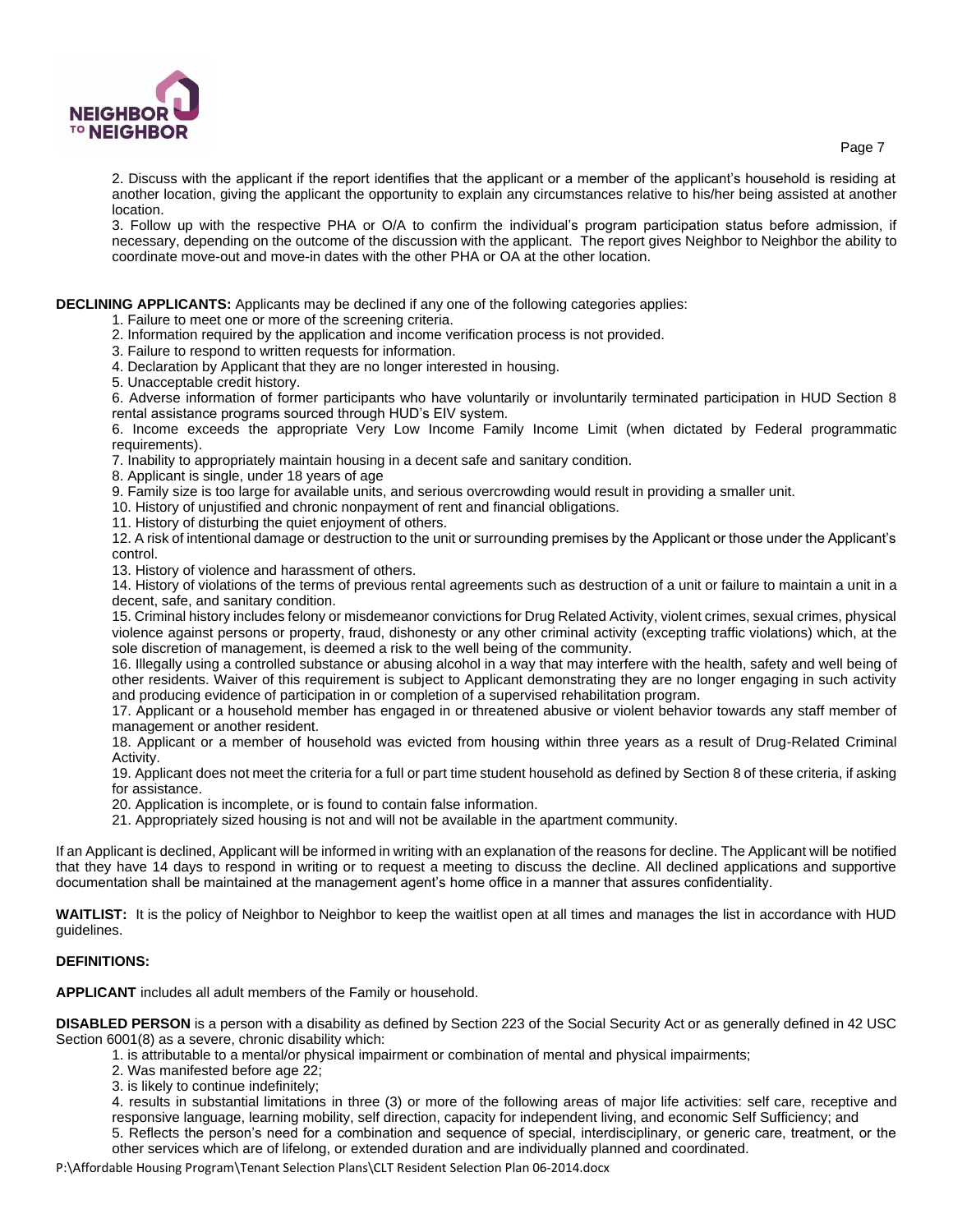2. Discuss with the applicant if the report identifies that the applicant or a member of the applicant's household is residing at another location, giving the applicant the opportunity to explain any circumstances relative to his/her being assisted at another location.

3. Follow up with the respective PHA or O/A to confirm the individual's program participation status before admission, if necessary, depending on the outcome of the discussion with the applicant. The report gives Neighbor to Neighbor the ability to coordinate move-out and move-in dates with the other PHA or OA at the other location.

**DECLINING APPLICANTS:** Applicants may be declined if any one of the following categories applies:

1. Failure to meet one or more of the screening criteria.
2. Information required by the application and income verification process is not provided.
3. Failure to respond to written requests for information.
4. Declaration by Applicant that they are no longer interested in housing.
5. Unacceptable credit history.
6. Adverse information of former participants who have voluntarily or involuntarily terminated participation in HUD Section 8 rental assistance programs sourced through HUD's EIV system.
6. Income exceeds the appropriate Very Low Income Family Income Limit (when dictated by Federal programmatic requirements).
7. Inability to appropriately maintain housing in a decent safe and sanitary condition.
8. Applicant is single, under 18 years of age
9. Family size is too large for available units, and serious overcrowding would result in providing a smaller unit.
10. History of unjustified and chronic nonpayment of rent and financial obligations.
11. History of disturbing the quiet enjoyment of others.
12. A risk of intentional damage or destruction to the unit or surrounding premises by the Applicant or those under the Applicant's control.
13. History of violence and harassment of others.
14. History of violations of the terms of previous rental agreements such as destruction of a unit or failure to maintain a unit in a decent, safe, and sanitary condition.
15. Criminal history includes felony or misdemeanor convictions for Drug Related Activity, violent crimes, sexual crimes, physical violence against persons or property, fraud, dishonesty or any other criminal activity (excepting traffic violations) which, at the sole discretion of management, is deemed a risk to the well being of the community.
16. Illegally using a controlled substance or abusing alcohol in a way that may interfere with the health, safety and well being of other residents. Waiver of this requirement is subject to Applicant demonstrating they are no longer engaging in such activity and producing evidence of participation in or completion of a supervised rehabilitation program.
17. Applicant or a household member has engaged in or threatened abusive or violent behavior towards any staff member of management or another resident.
18. Applicant or a member of household was evicted from housing within three years as a result of Drug-Related Criminal Activity.
19. Applicant does not meet the criteria for a full or part time student household as defined by Section 8 of these criteria, if asking for assistance.
20. Application is incomplete, or is found to contain false information.
21. Appropriately sized housing is not and will not be available in the apartment community.

If an Applicant is declined, Applicant will be informed in writing with an explanation of the reasons for decline. The Applicant will be notified that they have 14 days to respond in writing or to request a meeting to discuss the decline. All declined applications and supportive documentation shall be maintained at the management agent's home office in a manner that assures confidentiality.

**WAITLIST:** It is the policy of Neighbor to Neighbor to keep the waitlist open at all times and manages the list in accordance with HUD guidelines.

**DEFINITIONS:**

**APPLICANT** includes all adult members of the Family or household.

**DISABLED PERSON** is a person with a disability as defined by Section 223 of the Social Security Act or as generally defined in 42 USC Section 6001(8) as a severe, chronic disability which:

1. is attributable to a mental/or physical impairment or combination of mental and physical impairments;
2. Was manifested before age 22;
3. is likely to continue indefinitely;
4. results in substantial limitations in three (3) or more of the following areas of major life activities: self care, receptive and responsive language, learning mobility, self direction, capacity for independent living, and economic Self Sufficiency; and
5. Reflects the person's need for a combination and sequence of special, interdisciplinary, or generic care, treatment, or the other services which are of lifelong, or extended duration and are individually planned and coordinated.

P:\Affordable Housing Program\Tenant Selection Plans\CLT Resident Selection Plan 06-2014.docx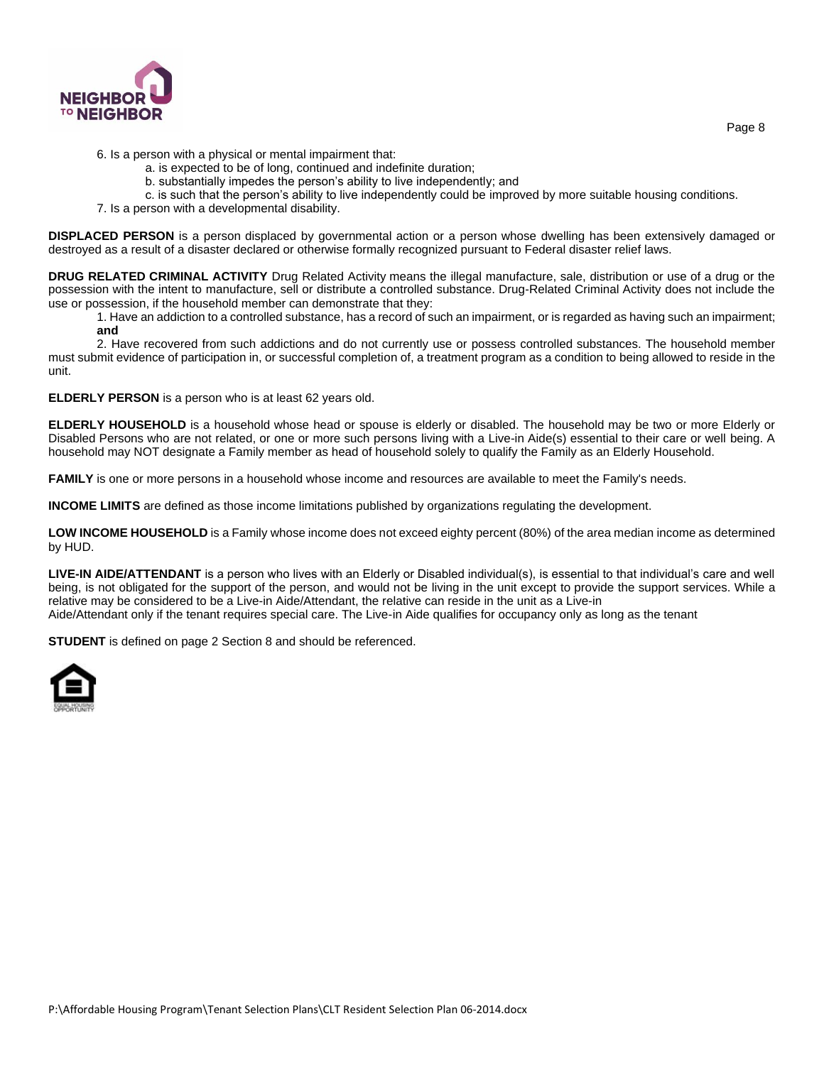6. Is a person with a physical or mental impairment that:
   a. is expected to be of long, continued and indefinite duration;
   b. substantially impedes the person's ability to live independently; and
   c. is such that the person's ability to live independently could be improved by more suitable housing conditions.
7. Is a person with a developmental disability.

**DISPLACED PERSON** is a person displaced by governmental action or a person whose dwelling has been extensively damaged or destroyed as a result of a disaster declared or otherwise formally recognized pursuant to Federal disaster relief laws.

**DRUG RELATED CRIMINAL ACTIVITY** Drug Related Activity means the illegal manufacture, sale, distribution or use of a drug or the possession with the intent to manufacture, sell or distribute a controlled substance. Drug-Related Criminal Activity does not include the use or possession, if the household member can demonstrate that they:

1. Have an addiction to a controlled substance, has a record of such an impairment, or is regarded as having such an impairment; **and**
2. Have recovered from such addictions and do not currently use or possess controlled substances. The household member must submit evidence of participation in, or successful completion of, a treatment program as a condition to being allowed to reside in the unit.

**ELDERLY PERSON** is a person who is at least 62 years old.

**ELDERLY HOUSEHOLD** is a household whose head or spouse is elderly or disabled. The household may be two or more Elderly or Disabled Persons who are not related, or one or more such persons living with a Live-in Aide(s) essential to their care or well being. A household may NOT designate a Family member as head of household solely to qualify the Family as an Elderly Household.

**FAMILY** is one or more persons in a household whose income and resources are available to meet the Family's needs.

**INCOME LIMITS** are defined as those income limitations published by organizations regulating the development.

**LOW INCOME HOUSEHOLD** is a Family whose income does not exceed eighty percent (80%) of the area median income as determined by HUD.

**LIVE-IN AIDE/ATTENDANT** is a person who lives with an Elderly or Disabled individual(s), is essential to that individual's care and well being, is not obligated for the support of the person, and would not be living in the unit except to provide the support services. While a relative may be considered to be a Live-in Aide/Attendant, the relative can reside in the unit as a Live-in Aide/Attendant only if the tenant requires special care. The Live-in Aide qualifies for occupancy only as long as the tenant

**STUDENT** is defined on page 2 Section 8 and should be referenced.